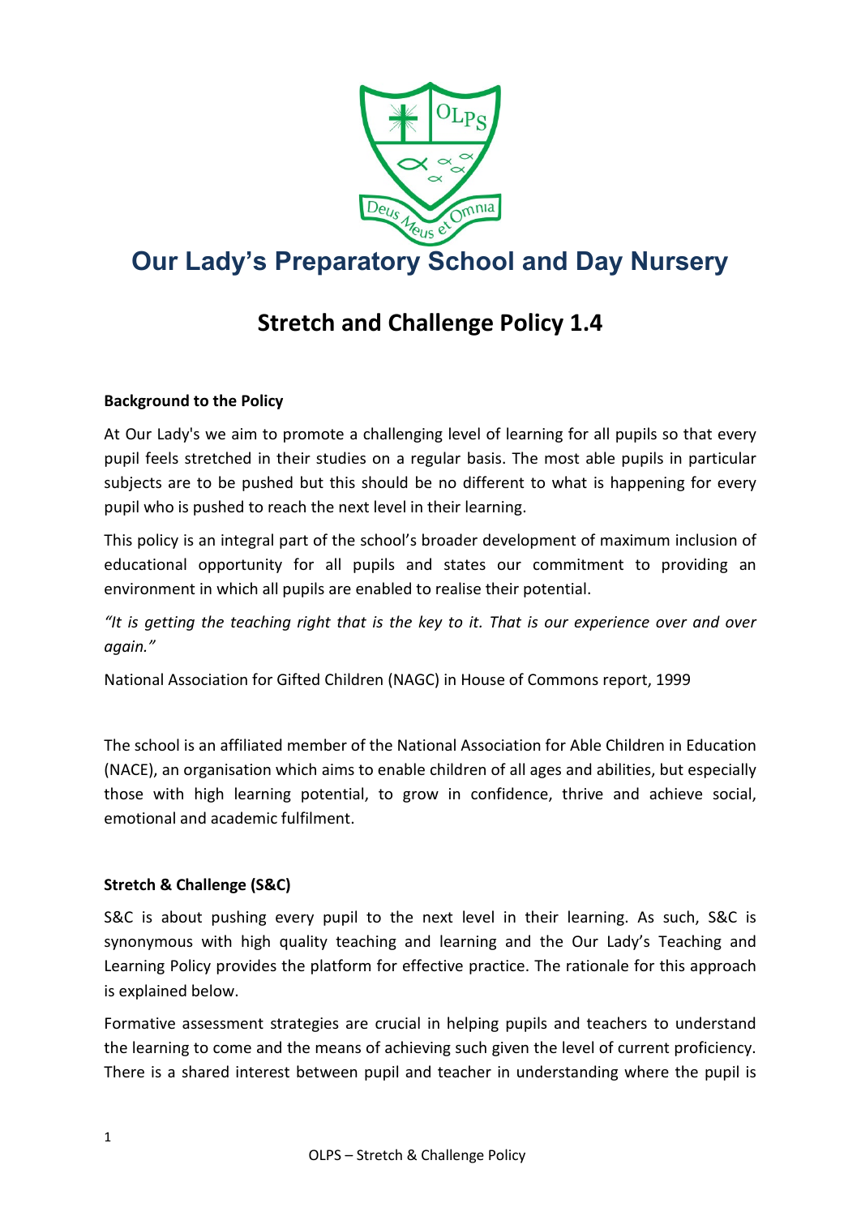# Our Lady's Preparatory School and Day Nursery

## Stretch and Challenge Policy 1.4

**Background to the Policy**

At Our Lady's we aim to promote a challenging level of learning for all pupils so that every pupil feels stretched in their studies on a regular basis. The most able pupils in particular subjects are to be pushed but this should be no different to what is happening for every pupil who is pushed to reach the next level in their learning.

This policy is an integral part of the school's broader development of maximum inclusion of educational opportunity for all pupils and states our commitment to providing an environment in which all pupils are enabled to realise their potential.

*"It is getting the teaching right that is the key to it. That is our experience over and over again."*

National Association for Gifted Children (NAGC) in House of Commons report, 1999

The school is an affiliated member of the National Association for Able Children in Education (NACE), an organisation which aims to enable children of all ages and abilities, but especially those with high learning potential, to grow in confidence, thrive and achieve social, emotional and academic fulfilment.

**Stretch & Challenge (S&C)**

S&C is about pushing every pupil to the next level in their learning. As such, S&C is synonymous with high quality teaching and learning and the Our Lady's Teaching and Learning Policy provides the platform for effective practice. The rationale for this approach is explained below.

Formative assessment strategies are crucial in helping pupils and teachers to understand the learning to come and the means of achieving such given the level of current proficiency. There is a shared interest between pupil and teacher in understanding where the pupil is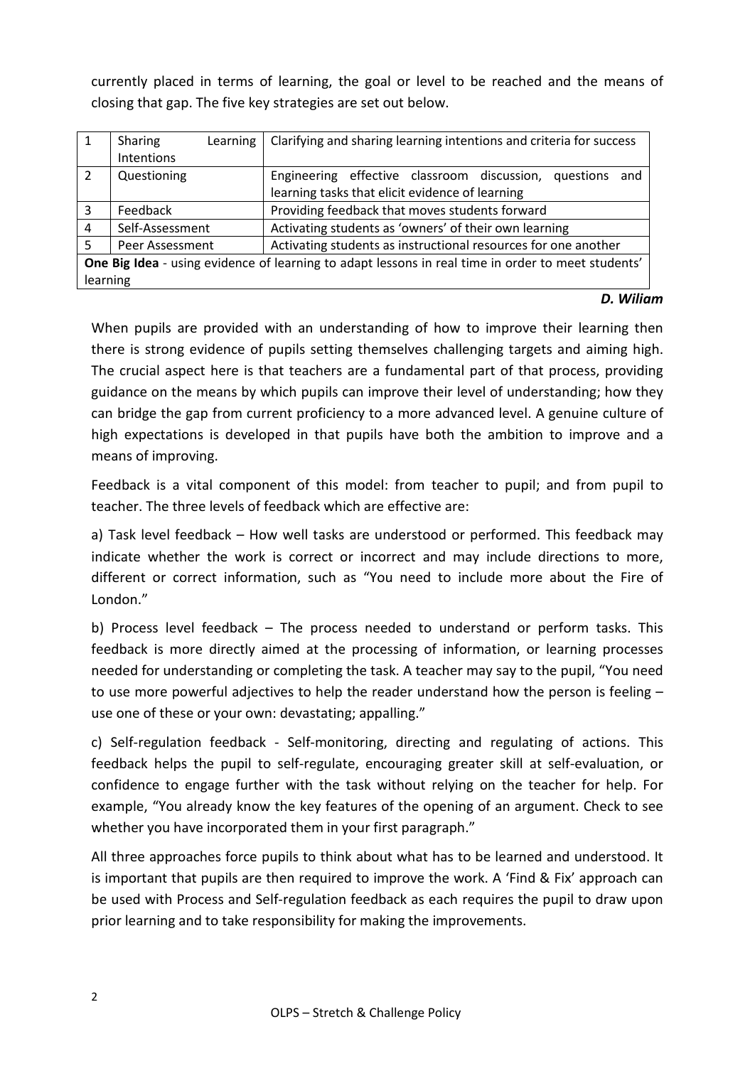currently placed in terms of learning, the goal or level to be reached and the means of closing that gap. The five key strategies are set out below.

| | | |
|---|---|---|
| 1 | Sharing Learning Intentions | Clarifying and sharing learning intentions and criteria for success |
| 2 | Questioning | Engineering effective classroom discussion, questions and learning tasks that elicit evidence of learning |
| 3 | Feedback | Providing feedback that moves students forward |
| 4 | Self-Assessment | Activating students as 'owners' of their own learning |
| 5 | Peer Assessment | Activating students as instructional resources for one another |
| **One Big Idea** - using evidence of learning to adapt lessons in real time in order to meet students' learning | | |

***D. Wiliam***

When pupils are provided with an understanding of how to improve their learning then there is strong evidence of pupils setting themselves challenging targets and aiming high. The crucial aspect here is that teachers are a fundamental part of that process, providing guidance on the means by which pupils can improve their level of understanding; how they can bridge the gap from current proficiency to a more advanced level. A genuine culture of high expectations is developed in that pupils have both the ambition to improve and a means of improving.

Feedback is a vital component of this model: from teacher to pupil; and from pupil to teacher. The three levels of feedback which are effective are:

a) Task level feedback – How well tasks are understood or performed. This feedback may indicate whether the work is correct or incorrect and may include directions to more, different or correct information, such as "You need to include more about the Fire of London."

b) Process level feedback – The process needed to understand or perform tasks. This feedback is more directly aimed at the processing of information, or learning processes needed for understanding or completing the task. A teacher may say to the pupil, "You need to use more powerful adjectives to help the reader understand how the person is feeling – use one of these or your own: devastating; appalling."

c) Self-regulation feedback - Self-monitoring, directing and regulating of actions. This feedback helps the pupil to self-regulate, encouraging greater skill at self-evaluation, or confidence to engage further with the task without relying on the teacher for help. For example, "You already know the key features of the opening of an argument. Check to see whether you have incorporated them in your first paragraph."

All three approaches force pupils to think about what has to be learned and understood. It is important that pupils are then required to improve the work. A 'Find & Fix' approach can be used with Process and Self-regulation feedback as each requires the pupil to draw upon prior learning and to take responsibility for making the improvements.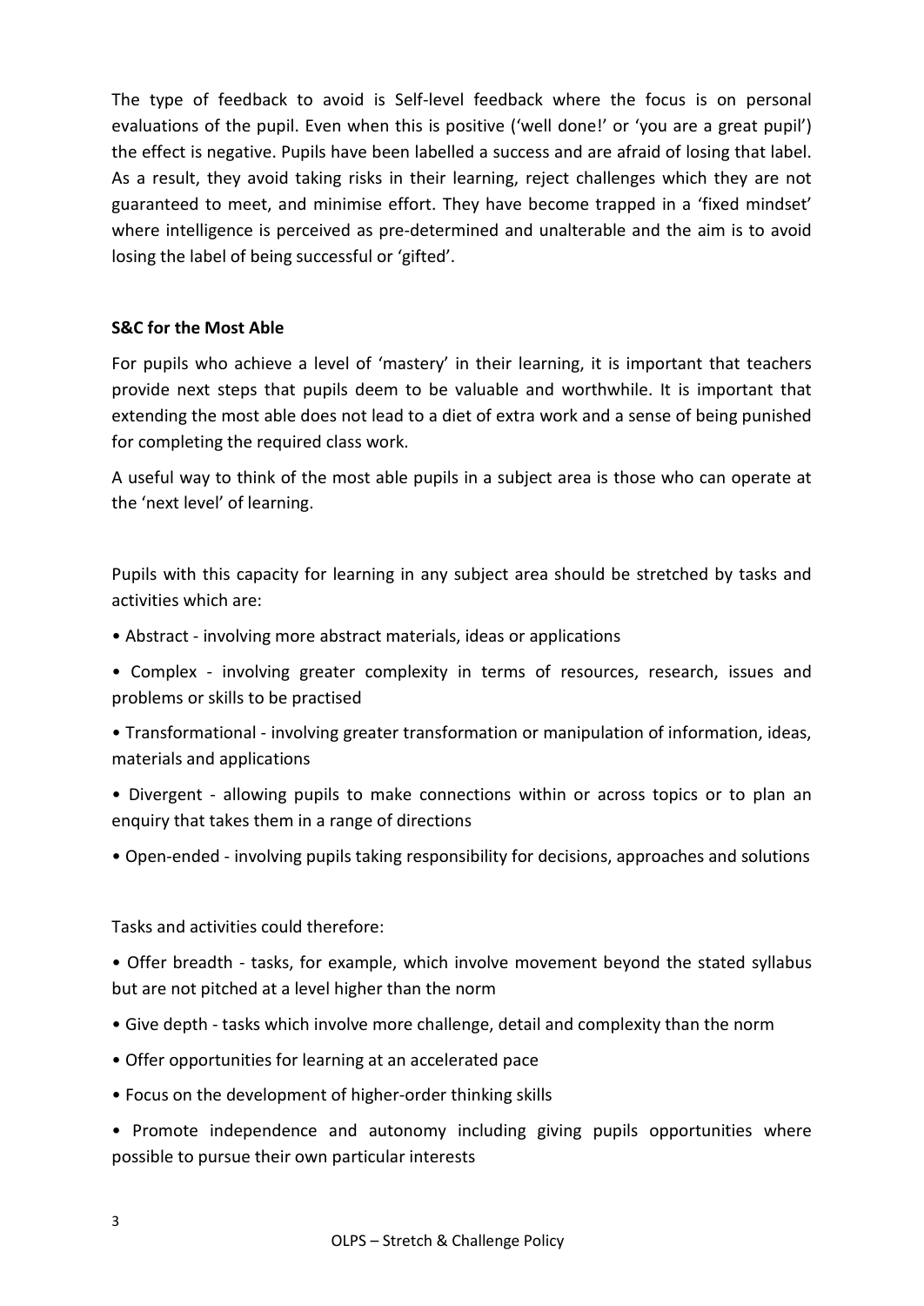The type of feedback to avoid is Self-level feedback where the focus is on personal evaluations of the pupil. Even when this is positive ('well done!' or 'you are a great pupil') the effect is negative. Pupils have been labelled a success and are afraid of losing that label. As a result, they avoid taking risks in their learning, reject challenges which they are not guaranteed to meet, and minimise effort. They have become trapped in a 'fixed mindset' where intelligence is perceived as pre-determined and unalterable and the aim is to avoid losing the label of being successful or 'gifted'.

**S&C for the Most Able**

For pupils who achieve a level of 'mastery' in their learning, it is important that teachers provide next steps that pupils deem to be valuable and worthwhile. It is important that extending the most able does not lead to a diet of extra work and a sense of being punished for completing the required class work.

A useful way to think of the most able pupils in a subject area is those who can operate at the 'next level' of learning.

Pupils with this capacity for learning in any subject area should be stretched by tasks and activities which are:

- Abstract - involving more abstract materials, ideas or applications
- Complex - involving greater complexity in terms of resources, research, issues and problems or skills to be practised
- Transformational - involving greater transformation or manipulation of information, ideas, materials and applications
- Divergent - allowing pupils to make connections within or across topics or to plan an enquiry that takes them in a range of directions
- Open-ended - involving pupils taking responsibility for decisions, approaches and solutions

Tasks and activities could therefore:

- Offer breadth - tasks, for example, which involve movement beyond the stated syllabus but are not pitched at a level higher than the norm
- Give depth - tasks which involve more challenge, detail and complexity than the norm
- Offer opportunities for learning at an accelerated pace
- Focus on the development of higher-order thinking skills
- Promote independence and autonomy including giving pupils opportunities where possible to pursue their own particular interests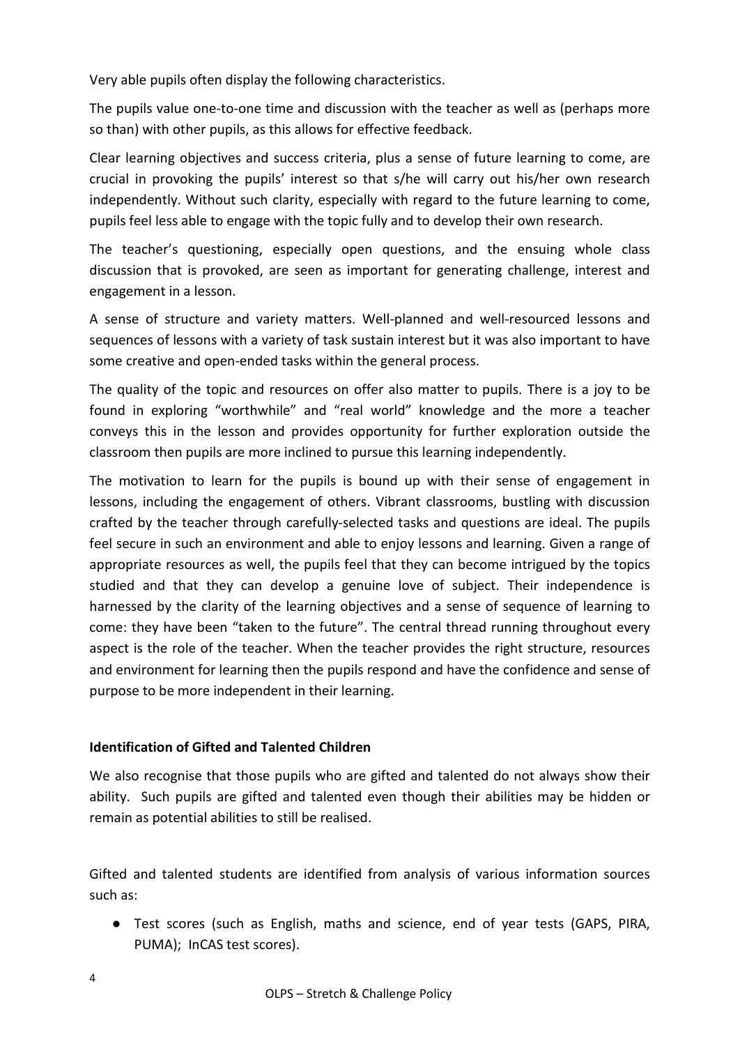Very able pupils often display the following characteristics.

The pupils value one-to-one time and discussion with the teacher as well as (perhaps more so than) with other pupils, as this allows for effective feedback.

Clear learning objectives and success criteria, plus a sense of future learning to come, are crucial in provoking the pupils' interest so that s/he will carry out his/her own research independently. Without such clarity, especially with regard to the future learning to come, pupils feel less able to engage with the topic fully and to develop their own research.

The teacher's questioning, especially open questions, and the ensuing whole class discussion that is provoked, are seen as important for generating challenge, interest and engagement in a lesson.

A sense of structure and variety matters. Well-planned and well-resourced lessons and sequences of lessons with a variety of task sustain interest but it was also important to have some creative and open-ended tasks within the general process.

The quality of the topic and resources on offer also matter to pupils. There is a joy to be found in exploring "worthwhile" and "real world" knowledge and the more a teacher conveys this in the lesson and provides opportunity for further exploration outside the classroom then pupils are more inclined to pursue this learning independently.

The motivation to learn for the pupils is bound up with their sense of engagement in lessons, including the engagement of others. Vibrant classrooms, bustling with discussion crafted by the teacher through carefully-selected tasks and questions are ideal. The pupils feel secure in such an environment and able to enjoy lessons and learning. Given a range of appropriate resources as well, the pupils feel that they can become intrigued by the topics studied and that they can develop a genuine love of subject. Their independence is harnessed by the clarity of the learning objectives and a sense of sequence of learning to come: they have been "taken to the future". The central thread running throughout every aspect is the role of the teacher. When the teacher provides the right structure, resources and environment for learning then the pupils respond and have the confidence and sense of purpose to be more independent in their learning.

**Identification of Gifted and Talented Children**

We also recognise that those pupils who are gifted and talented do not always show their ability. Such pupils are gifted and talented even though their abilities may be hidden or remain as potential abilities to still be realised.

Gifted and talented students are identified from analysis of various information sources such as:

- Test scores (such as English, maths and science, end of year tests (GAPS, PIRA, PUMA); InCAS test scores).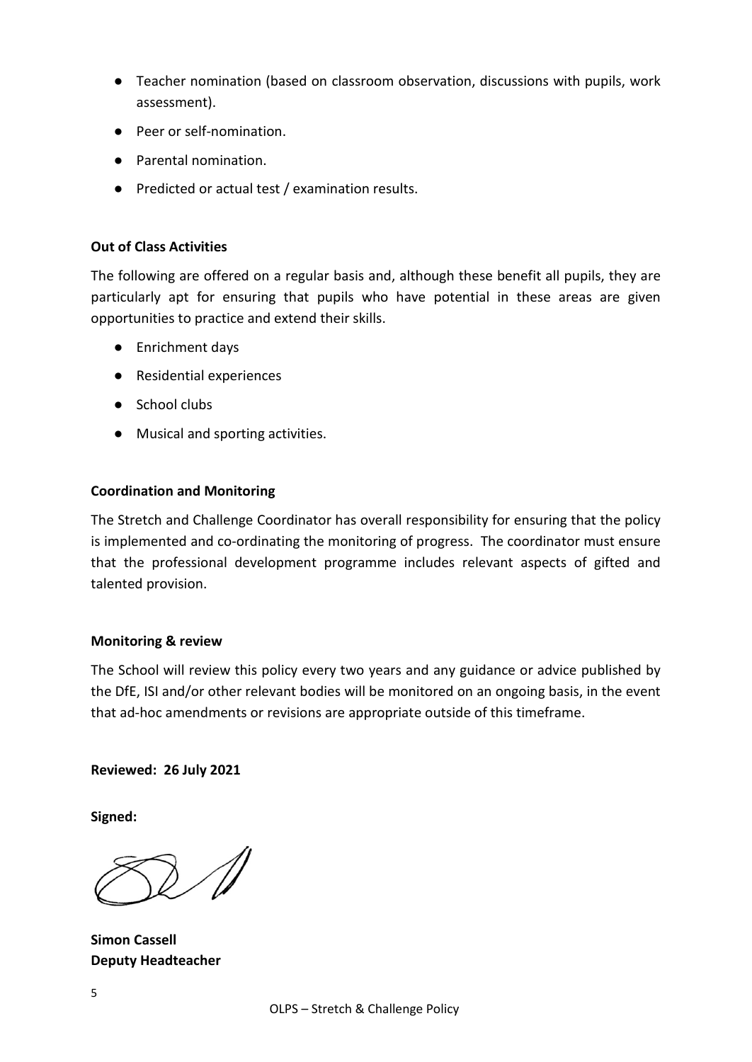- Teacher nomination (based on classroom observation, discussions with pupils, work assessment).
- Peer or self-nomination.
- Parental nomination.
- Predicted or actual test / examination results.

**Out of Class Activities**

The following are offered on a regular basis and, although these benefit all pupils, they are particularly apt for ensuring that pupils who have potential in these areas are given opportunities to practice and extend their skills.

- Enrichment days
- Residential experiences
- School clubs
- Musical and sporting activities.

**Coordination and Monitoring**

The Stretch and Challenge Coordinator has overall responsibility for ensuring that the policy is implemented and co-ordinating the monitoring of progress. The coordinator must ensure that the professional development programme includes relevant aspects of gifted and talented provision.

**Monitoring & review**

The School will review this policy every two years and any guidance or advice published by the DfE, ISI and/or other relevant bodies will be monitored on an ongoing basis, in the event that ad-hoc amendments or revisions are appropriate outside of this timeframe.

**Reviewed: 26 July 2021**

**Signed:**

**Simon Cassell**
**Deputy Headteacher**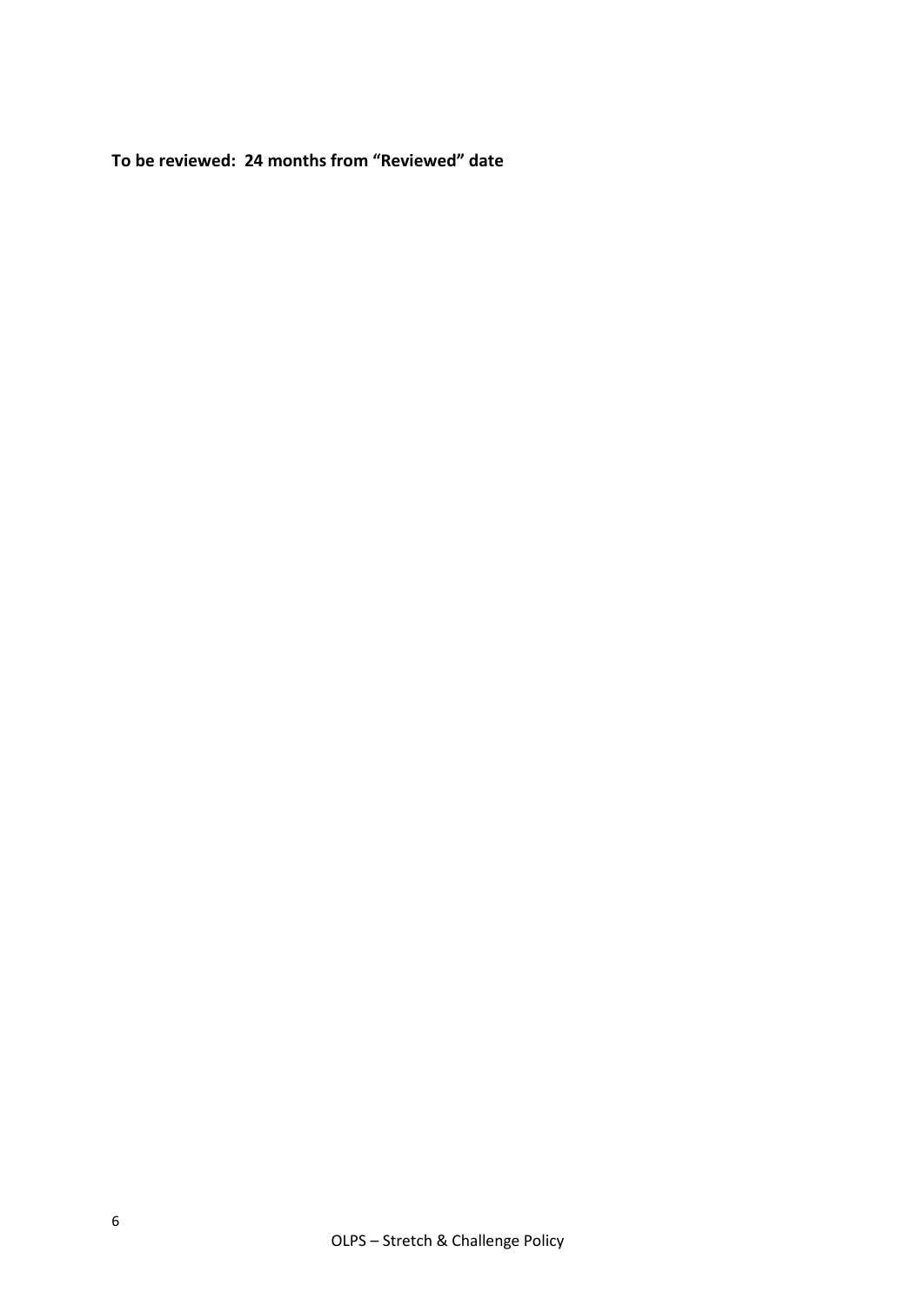**To be reviewed: 24 months from "Reviewed" date**